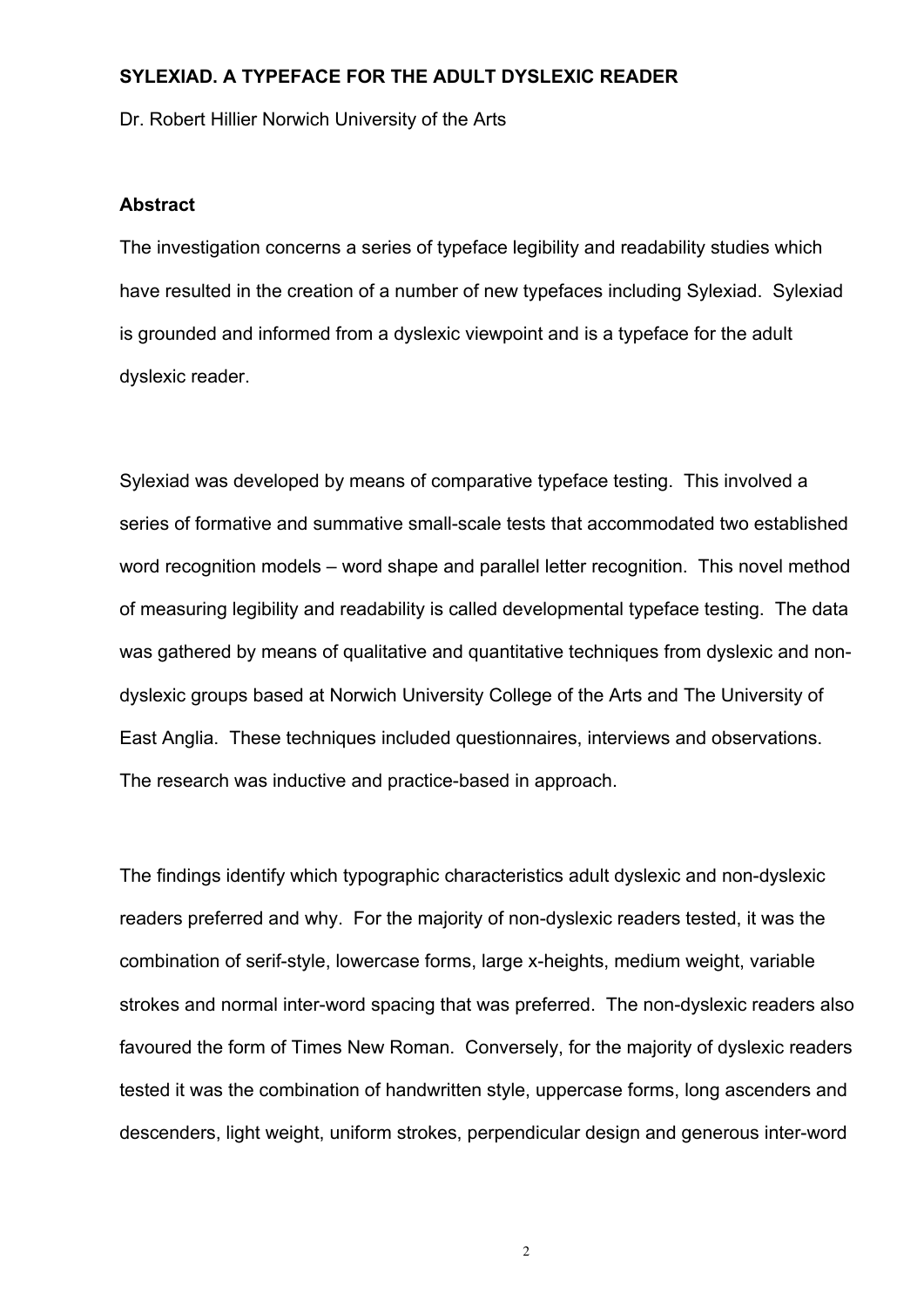**SYLEXIAD. A TYPEFACE FOR THE ADULT DYSLEXIC READER**

Dr. Robert Hillier Norwich University of the Arts

**Abstract**

The investigation concerns a series of typeface legibility and readability studies which have resulted in the creation of a number of new typefaces including Sylexiad. Sylexiad is grounded and informed from a dyslexic viewpoint and is a typeface for the adult dyslexic reader.

Sylexiad was developed by means of comparative typeface testing. This involved a series of formative and summative small-scale tests that accommodated two established word recognition models – word shape and parallel letter recognition. This novel method of measuring legibility and readability is called developmental typeface testing. The data was gathered by means of qualitative and quantitative techniques from dyslexic and non-dyslexic groups based at Norwich University College of the Arts and The University of East Anglia. These techniques included questionnaires, interviews and observations. The research was inductive and practice-based in approach.

The findings identify which typographic characteristics adult dyslexic and non-dyslexic readers preferred and why. For the majority of non-dyslexic readers tested, it was the combination of serif-style, lowercase forms, large x-heights, medium weight, variable strokes and normal inter-word spacing that was preferred. The non-dyslexic readers also favoured the form of Times New Roman. Conversely, for the majority of dyslexic readers tested it was the combination of handwritten style, uppercase forms, long ascenders and descenders, light weight, uniform strokes, perpendicular design and generous inter-word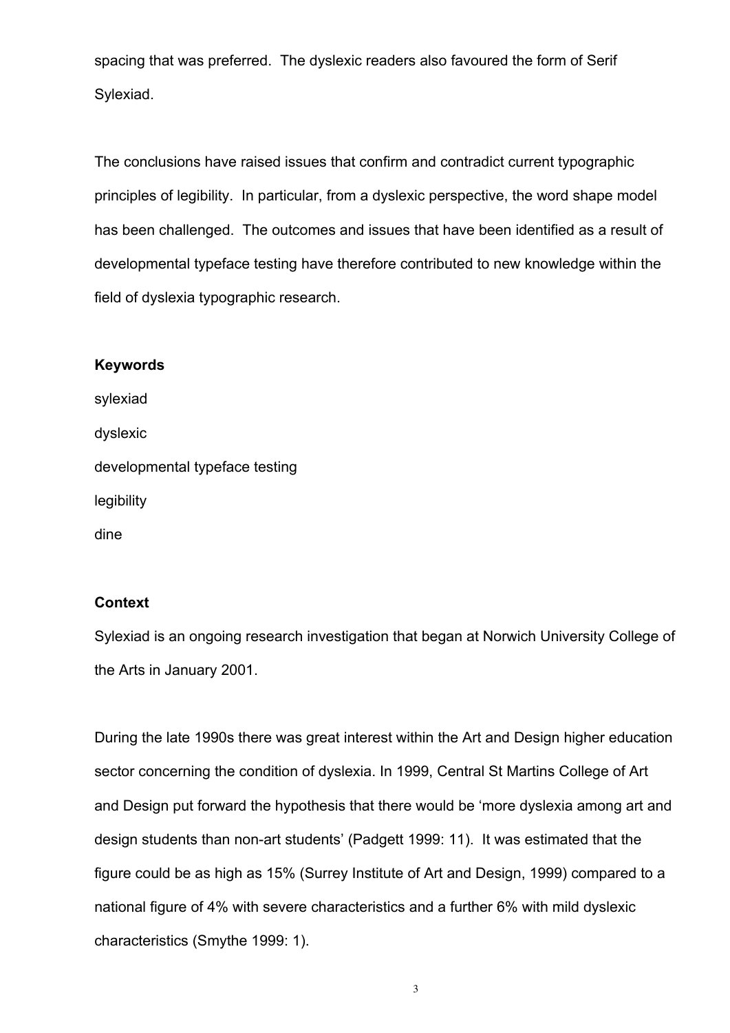spacing that was preferred. The dyslexic readers also favoured the form of Serif Sylexiad.

The conclusions have raised issues that confirm and contradict current typographic principles of legibility. In particular, from a dyslexic perspective, the word shape model has been challenged. The outcomes and issues that have been identified as a result of developmental typeface testing have therefore contributed to new knowledge within the field of dyslexia typographic research.

**Keywords**

sylexiad

dyslexic

developmental typeface testing

legibility

dine

**Context**

Sylexiad is an ongoing research investigation that began at Norwich University College of the Arts in January 2001.

During the late 1990s there was great interest within the Art and Design higher education sector concerning the condition of dyslexia. In 1999, Central St Martins College of Art and Design put forward the hypothesis that there would be 'more dyslexia among art and design students than non-art students' (Padgett 1999: 11). It was estimated that the figure could be as high as 15% (Surrey Institute of Art and Design, 1999) compared to a national figure of 4% with severe characteristics and a further 6% with mild dyslexic characteristics (Smythe 1999: 1).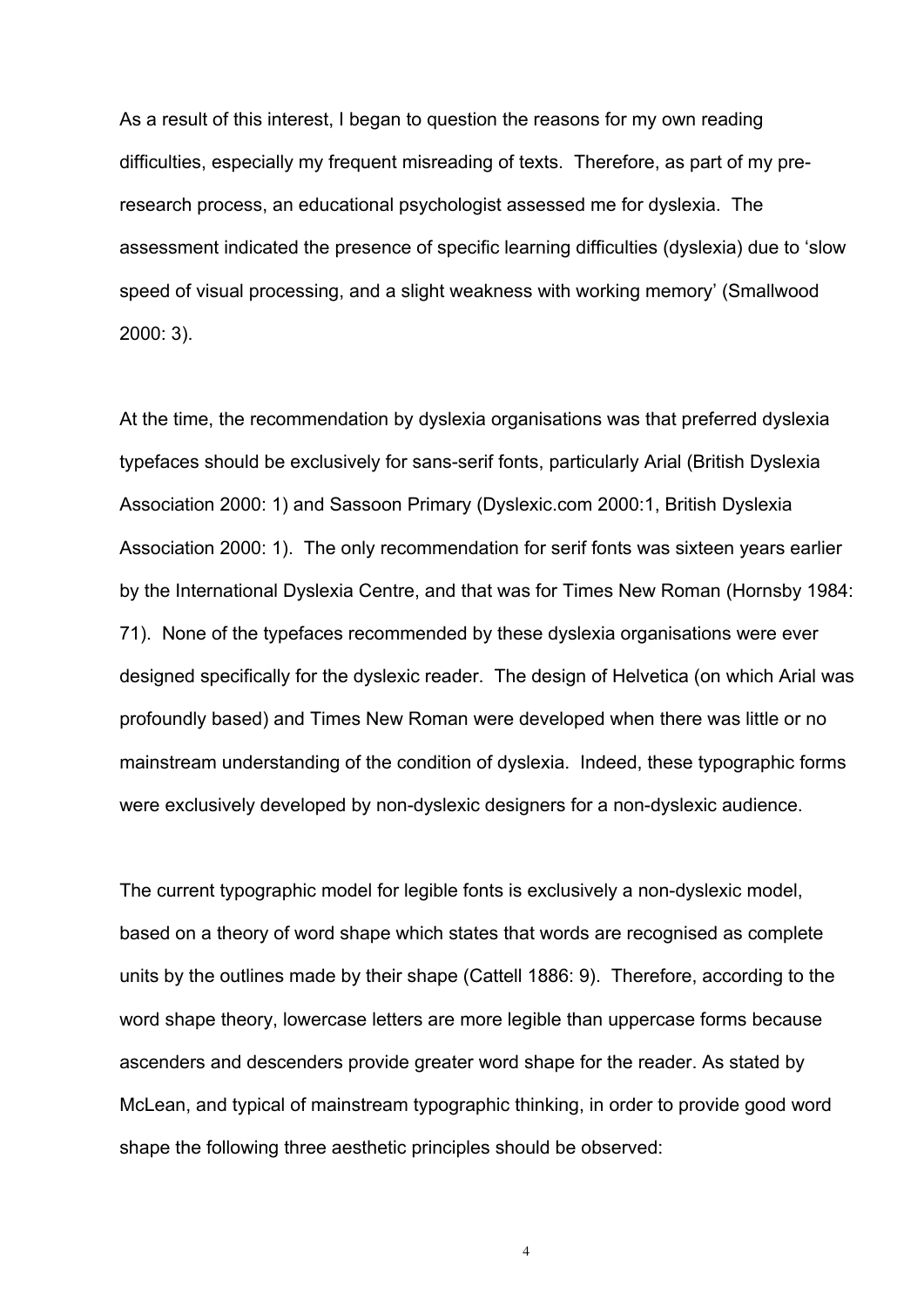As a result of this interest, I began to question the reasons for my own reading difficulties, especially my frequent misreading of texts. Therefore, as part of my pre-research process, an educational psychologist assessed me for dyslexia. The assessment indicated the presence of specific learning difficulties (dyslexia) due to 'slow speed of visual processing, and a slight weakness with working memory' (Smallwood 2000: 3).

At the time, the recommendation by dyslexia organisations was that preferred dyslexia typefaces should be exclusively for sans-serif fonts, particularly Arial (British Dyslexia Association 2000: 1) and Sassoon Primary (Dyslexic.com 2000:1, British Dyslexia Association 2000: 1). The only recommendation for serif fonts was sixteen years earlier by the International Dyslexia Centre, and that was for Times New Roman (Hornsby 1984: 71). None of the typefaces recommended by these dyslexia organisations were ever designed specifically for the dyslexic reader. The design of Helvetica (on which Arial was profoundly based) and Times New Roman were developed when there was little or no mainstream understanding of the condition of dyslexia. Indeed, these typographic forms were exclusively developed by non-dyslexic designers for a non-dyslexic audience.

The current typographic model for legible fonts is exclusively a non-dyslexic model, based on a theory of word shape which states that words are recognised as complete units by the outlines made by their shape (Cattell 1886: 9). Therefore, according to the word shape theory, lowercase letters are more legible than uppercase forms because ascenders and descenders provide greater word shape for the reader. As stated by McLean, and typical of mainstream typographic thinking, in order to provide good word shape the following three aesthetic principles should be observed: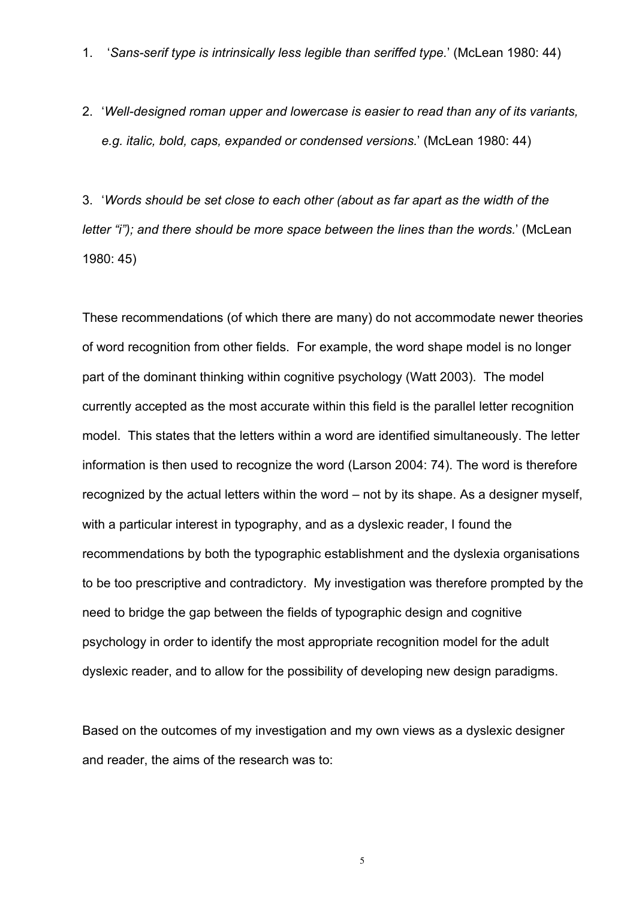1. '*Sans-serif type is intrinsically less legible than seriffed type.*' (McLean 1980: 44)

2. '*Well-designed roman upper and lowercase is easier to read than any of its variants, e.g. italic, bold, caps, expanded or condensed versions.*' (McLean 1980: 44)

3. '*Words should be set close to each other (about as far apart as the width of the letter "i"); and there should be more space between the lines than the words.*' (McLean 1980: 45)

These recommendations (of which there are many) do not accommodate newer theories of word recognition from other fields. For example, the word shape model is no longer part of the dominant thinking within cognitive psychology (Watt 2003). The model currently accepted as the most accurate within this field is the parallel letter recognition model. This states that the letters within a word are identified simultaneously. The letter information is then used to recognize the word (Larson 2004: 74). The word is therefore recognized by the actual letters within the word – not by its shape. As a designer myself, with a particular interest in typography, and as a dyslexic reader, I found the recommendations by both the typographic establishment and the dyslexia organisations to be too prescriptive and contradictory. My investigation was therefore prompted by the need to bridge the gap between the fields of typographic design and cognitive psychology in order to identify the most appropriate recognition model for the adult dyslexic reader, and to allow for the possibility of developing new design paradigms.

Based on the outcomes of my investigation and my own views as a dyslexic designer and reader, the aims of the research was to: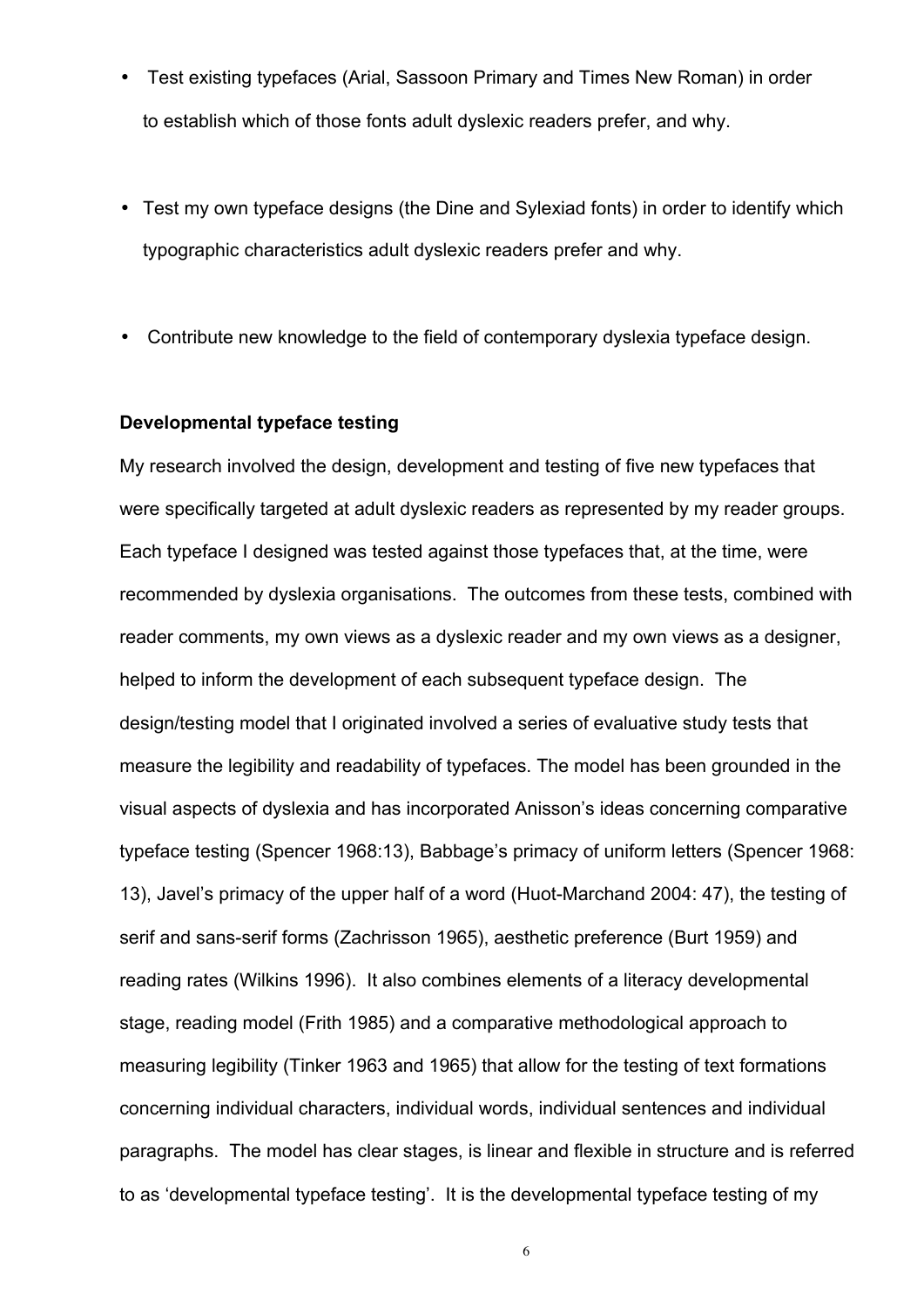- Test existing typefaces (Arial, Sassoon Primary and Times New Roman) in order to establish which of those fonts adult dyslexic readers prefer, and why.
- Test my own typeface designs (the Dine and Sylexiad fonts) in order to identify which typographic characteristics adult dyslexic readers prefer and why.
- Contribute new knowledge to the field of contemporary dyslexia typeface design.

**Developmental typeface testing**

My research involved the design, development and testing of five new typefaces that were specifically targeted at adult dyslexic readers as represented by my reader groups. Each typeface I designed was tested against those typefaces that, at the time, were recommended by dyslexia organisations. The outcomes from these tests, combined with reader comments, my own views as a dyslexic reader and my own views as a designer, helped to inform the development of each subsequent typeface design. The design/testing model that I originated involved a series of evaluative study tests that measure the legibility and readability of typefaces. The model has been grounded in the visual aspects of dyslexia and has incorporated Anisson's ideas concerning comparative typeface testing (Spencer 1968:13), Babbage's primacy of uniform letters (Spencer 1968: 13), Javel's primacy of the upper half of a word (Huot-Marchand 2004: 47), the testing of serif and sans-serif forms (Zachrisson 1965), aesthetic preference (Burt 1959) and reading rates (Wilkins 1996). It also combines elements of a literacy developmental stage, reading model (Frith 1985) and a comparative methodological approach to measuring legibility (Tinker 1963 and 1965) that allow for the testing of text formations concerning individual characters, individual words, individual sentences and individual paragraphs. The model has clear stages, is linear and flexible in structure and is referred to as 'developmental typeface testing'. It is the developmental typeface testing of my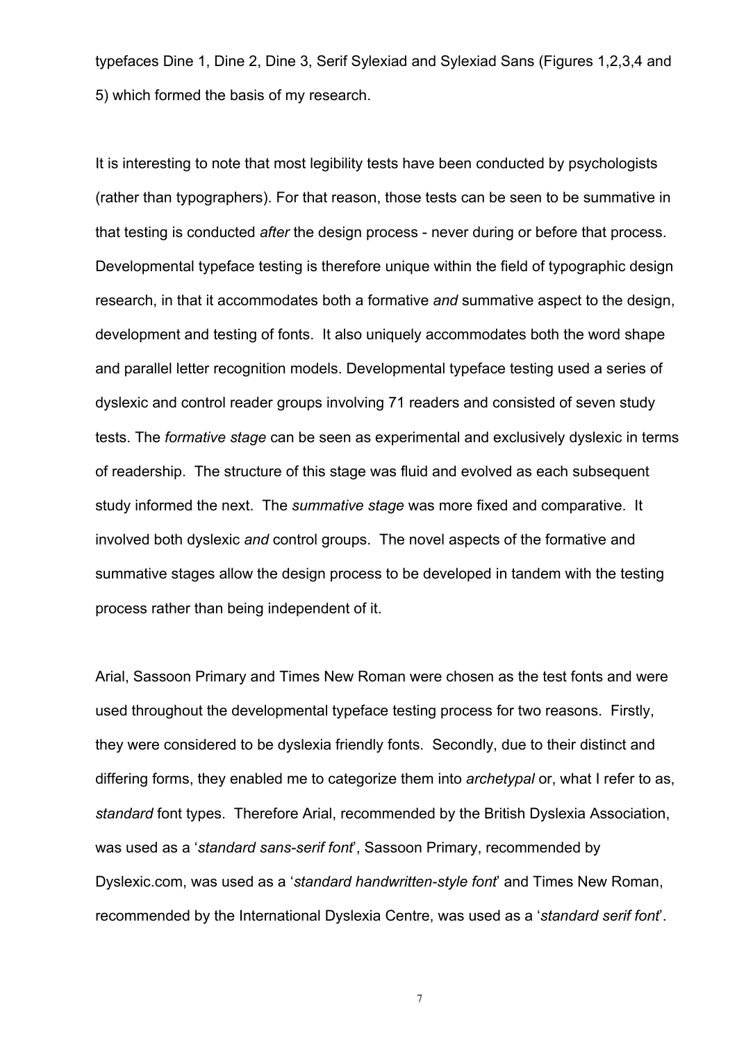typefaces Dine 1, Dine 2, Dine 3, Serif Sylexiad and Sylexiad Sans (Figures 1,2,3,4 and 5) which formed the basis of my research.

It is interesting to note that most legibility tests have been conducted by psychologists (rather than typographers). For that reason, those tests can be seen to be summative in that testing is conducted *after* the design process - never during or before that process. Developmental typeface testing is therefore unique within the field of typographic design research, in that it accommodates both a formative *and* summative aspect to the design, development and testing of fonts. It also uniquely accommodates both the word shape and parallel letter recognition models. Developmental typeface testing used a series of dyslexic and control reader groups involving 71 readers and consisted of seven study tests. The *formative stage* can be seen as experimental and exclusively dyslexic in terms of readership. The structure of this stage was fluid and evolved as each subsequent study informed the next. The *summative stage* was more fixed and comparative. It involved both dyslexic *and* control groups. The novel aspects of the formative and summative stages allow the design process to be developed in tandem with the testing process rather than being independent of it.

Arial, Sassoon Primary and Times New Roman were chosen as the test fonts and were used throughout the developmental typeface testing process for two reasons. Firstly, they were considered to be dyslexia friendly fonts. Secondly, due to their distinct and differing forms, they enabled me to categorize them into *archetypal* or, what I refer to as, *standard* font types. Therefore Arial, recommended by the British Dyslexia Association, was used as a '*standard sans-serif font*', Sassoon Primary, recommended by Dyslexic.com, was used as a '*standard handwritten-style font*' and Times New Roman, recommended by the International Dyslexia Centre, was used as a '*standard serif font*'.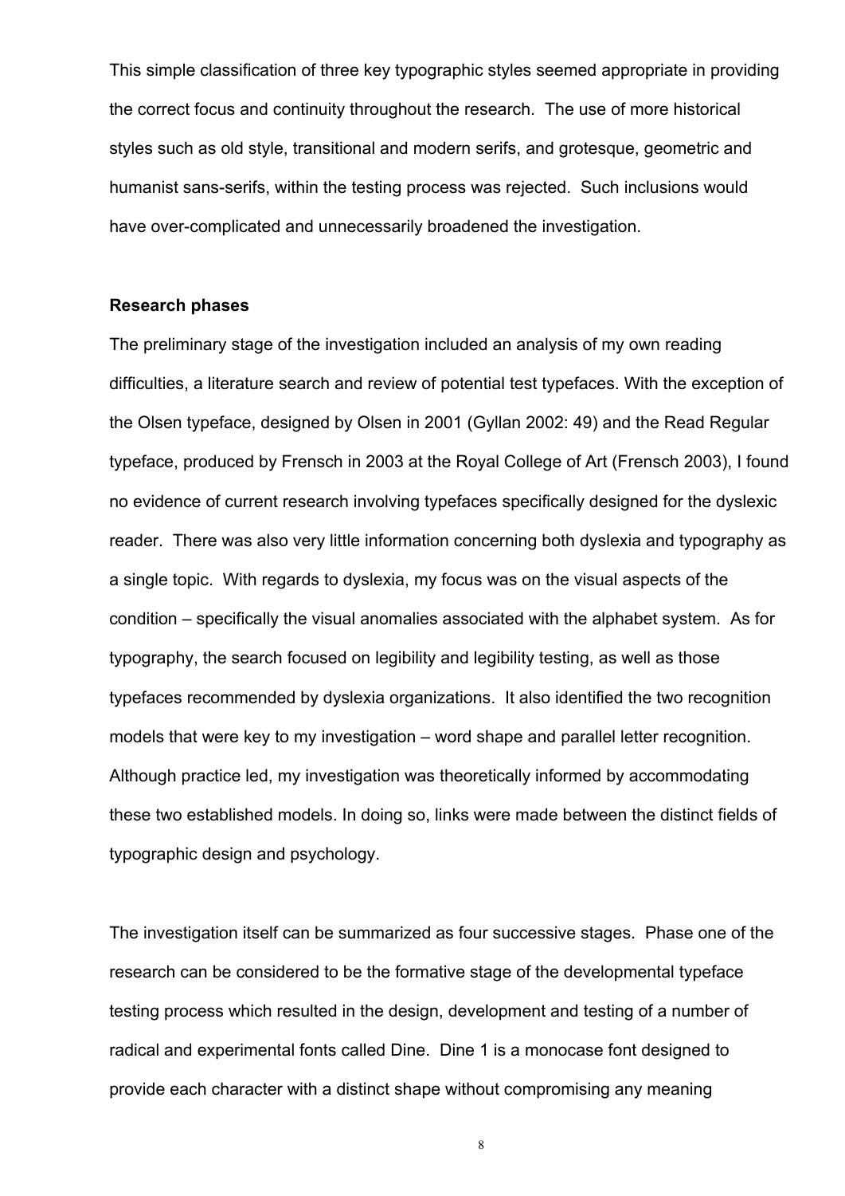This simple classification of three key typographic styles seemed appropriate in providing the correct focus and continuity throughout the research. The use of more historical styles such as old style, transitional and modern serifs, and grotesque, geometric and humanist sans-serifs, within the testing process was rejected. Such inclusions would have over-complicated and unnecessarily broadened the investigation.

**Research phases**

The preliminary stage of the investigation included an analysis of my own reading difficulties, a literature search and review of potential test typefaces. With the exception of the Olsen typeface, designed by Olsen in 2001 (Gyllan 2002: 49) and the Read Regular typeface, produced by Frensch in 2003 at the Royal College of Art (Frensch 2003), I found no evidence of current research involving typefaces specifically designed for the dyslexic reader. There was also very little information concerning both dyslexia and typography as a single topic. With regards to dyslexia, my focus was on the visual aspects of the condition – specifically the visual anomalies associated with the alphabet system. As for typography, the search focused on legibility and legibility testing, as well as those typefaces recommended by dyslexia organizations. It also identified the two recognition models that were key to my investigation – word shape and parallel letter recognition. Although practice led, my investigation was theoretically informed by accommodating these two established models. In doing so, links were made between the distinct fields of typographic design and psychology.

The investigation itself can be summarized as four successive stages. Phase one of the research can be considered to be the formative stage of the developmental typeface testing process which resulted in the design, development and testing of a number of radical and experimental fonts called Dine. Dine 1 is a monocase font designed to provide each character with a distinct shape without compromising any meaning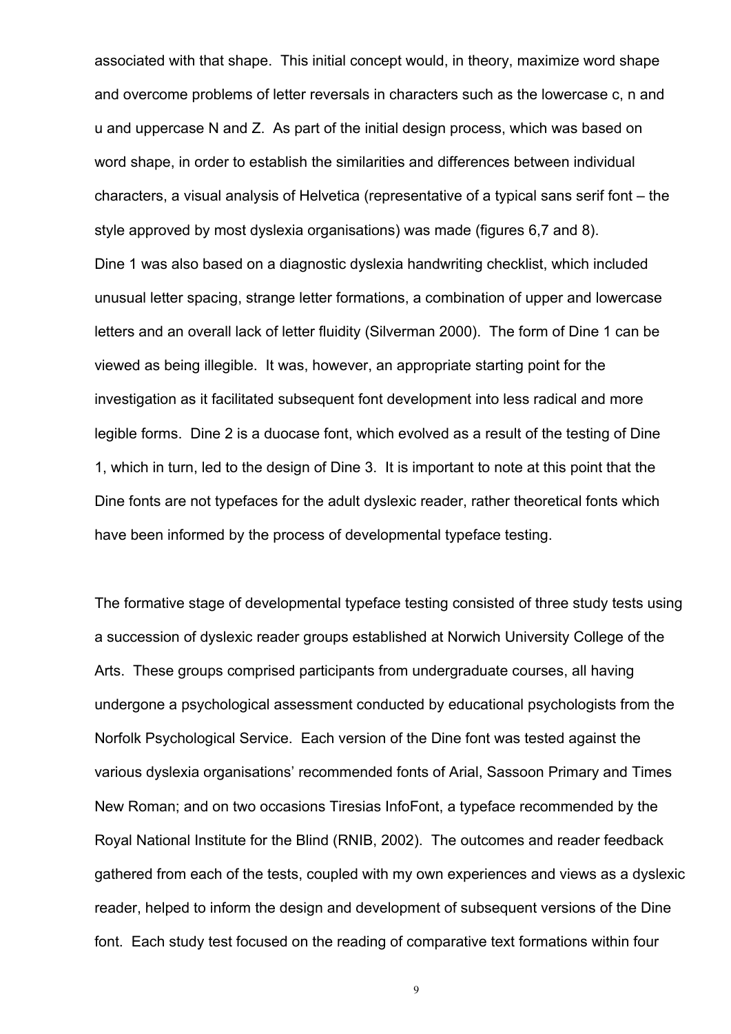associated with that shape. This initial concept would, in theory, maximize word shape and overcome problems of letter reversals in characters such as the lowercase c, n and u and uppercase N and Z. As part of the initial design process, which was based on word shape, in order to establish the similarities and differences between individual characters, a visual analysis of Helvetica (representative of a typical sans serif font – the style approved by most dyslexia organisations) was made (figures 6,7 and 8). Dine 1 was also based on a diagnostic dyslexia handwriting checklist, which included unusual letter spacing, strange letter formations, a combination of upper and lowercase letters and an overall lack of letter fluidity (Silverman 2000). The form of Dine 1 can be viewed as being illegible. It was, however, an appropriate starting point for the investigation as it facilitated subsequent font development into less radical and more legible forms. Dine 2 is a duocase font, which evolved as a result of the testing of Dine 1, which in turn, led to the design of Dine 3. It is important to note at this point that the Dine fonts are not typefaces for the adult dyslexic reader, rather theoretical fonts which have been informed by the process of developmental typeface testing.

The formative stage of developmental typeface testing consisted of three study tests using a succession of dyslexic reader groups established at Norwich University College of the Arts. These groups comprised participants from undergraduate courses, all having undergone a psychological assessment conducted by educational psychologists from the Norfolk Psychological Service. Each version of the Dine font was tested against the various dyslexia organisations' recommended fonts of Arial, Sassoon Primary and Times New Roman; and on two occasions Tiresias InfoFont, a typeface recommended by the Royal National Institute for the Blind (RNIB, 2002). The outcomes and reader feedback gathered from each of the tests, coupled with my own experiences and views as a dyslexic reader, helped to inform the design and development of subsequent versions of the Dine font. Each study test focused on the reading of comparative text formations within four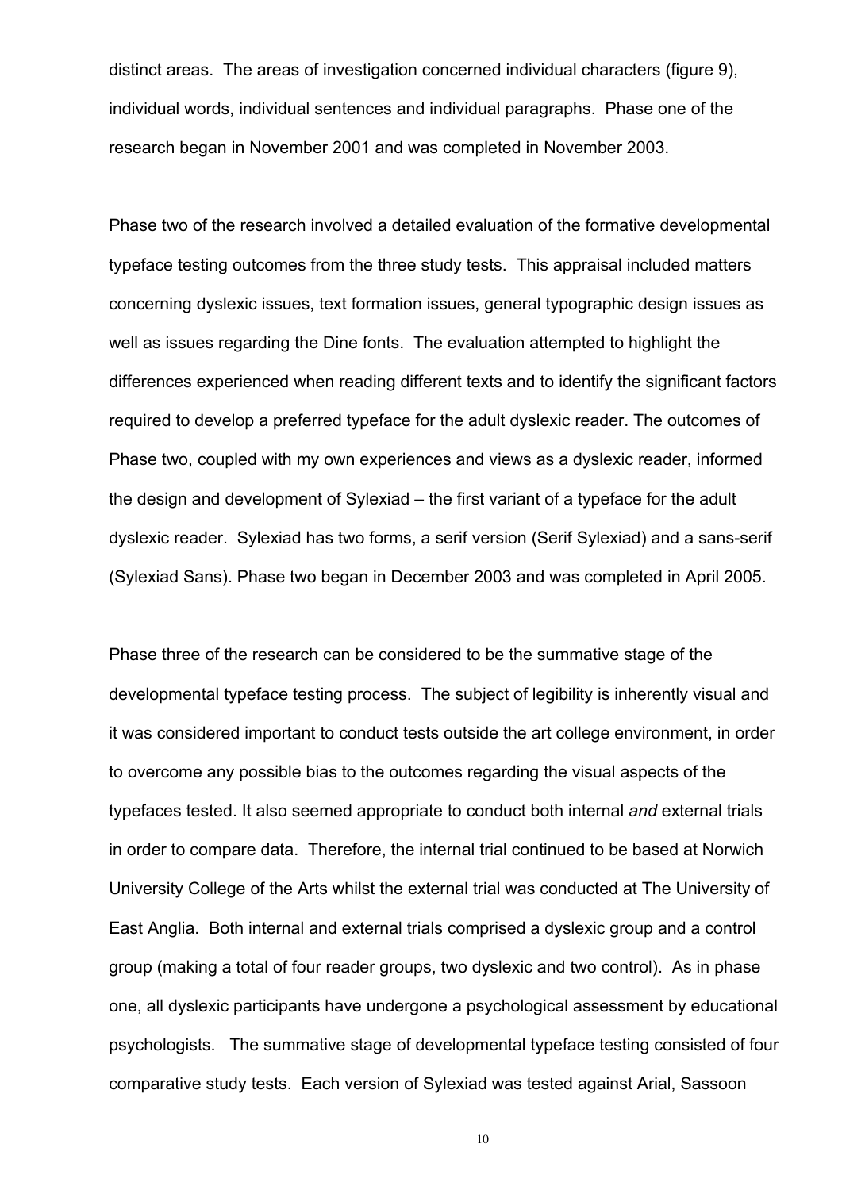distinct areas. The areas of investigation concerned individual characters (figure 9), individual words, individual sentences and individual paragraphs. Phase one of the research began in November 2001 and was completed in November 2003.

Phase two of the research involved a detailed evaluation of the formative developmental typeface testing outcomes from the three study tests. This appraisal included matters concerning dyslexic issues, text formation issues, general typographic design issues as well as issues regarding the Dine fonts. The evaluation attempted to highlight the differences experienced when reading different texts and to identify the significant factors required to develop a preferred typeface for the adult dyslexic reader. The outcomes of Phase two, coupled with my own experiences and views as a dyslexic reader, informed the design and development of Sylexiad – the first variant of a typeface for the adult dyslexic reader. Sylexiad has two forms, a serif version (Serif Sylexiad) and a sans-serif (Sylexiad Sans). Phase two began in December 2003 and was completed in April 2005.

Phase three of the research can be considered to be the summative stage of the developmental typeface testing process. The subject of legibility is inherently visual and it was considered important to conduct tests outside the art college environment, in order to overcome any possible bias to the outcomes regarding the visual aspects of the typefaces tested. It also seemed appropriate to conduct both internal *and* external trials in order to compare data. Therefore, the internal trial continued to be based at Norwich University College of the Arts whilst the external trial was conducted at The University of East Anglia. Both internal and external trials comprised a dyslexic group and a control group (making a total of four reader groups, two dyslexic and two control). As in phase one, all dyslexic participants have undergone a psychological assessment by educational psychologists. The summative stage of developmental typeface testing consisted of four comparative study tests. Each version of Sylexiad was tested against Arial, Sassoon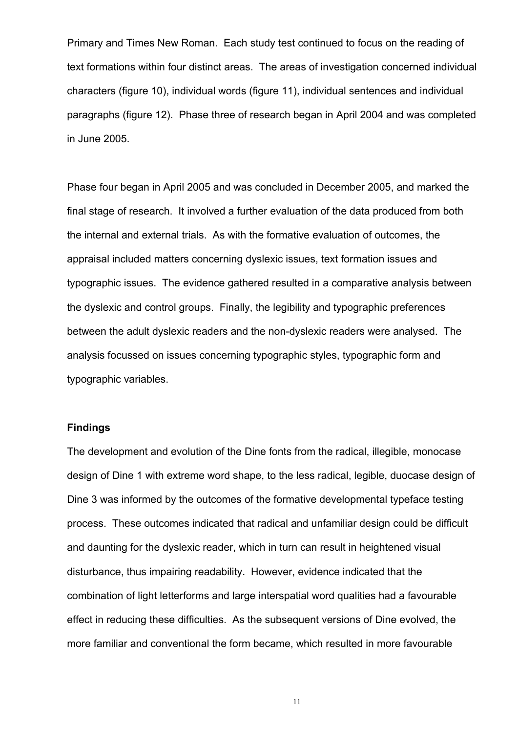Primary and Times New Roman. Each study test continued to focus on the reading of text formations within four distinct areas. The areas of investigation concerned individual characters (figure 10), individual words (figure 11), individual sentences and individual paragraphs (figure 12). Phase three of research began in April 2004 and was completed in June 2005.

Phase four began in April 2005 and was concluded in December 2005, and marked the final stage of research. It involved a further evaluation of the data produced from both the internal and external trials. As with the formative evaluation of outcomes, the appraisal included matters concerning dyslexic issues, text formation issues and typographic issues. The evidence gathered resulted in a comparative analysis between the dyslexic and control groups. Finally, the legibility and typographic preferences between the adult dyslexic readers and the non-dyslexic readers were analysed. The analysis focussed on issues concerning typographic styles, typographic form and typographic variables.

**Findings**

The development and evolution of the Dine fonts from the radical, illegible, monocase design of Dine 1 with extreme word shape, to the less radical, legible, duocase design of Dine 3 was informed by the outcomes of the formative developmental typeface testing process. These outcomes indicated that radical and unfamiliar design could be difficult and daunting for the dyslexic reader, which in turn can result in heightened visual disturbance, thus impairing readability. However, evidence indicated that the combination of light letterforms and large interspatial word qualities had a favourable effect in reducing these difficulties. As the subsequent versions of Dine evolved, the more familiar and conventional the form became, which resulted in more favourable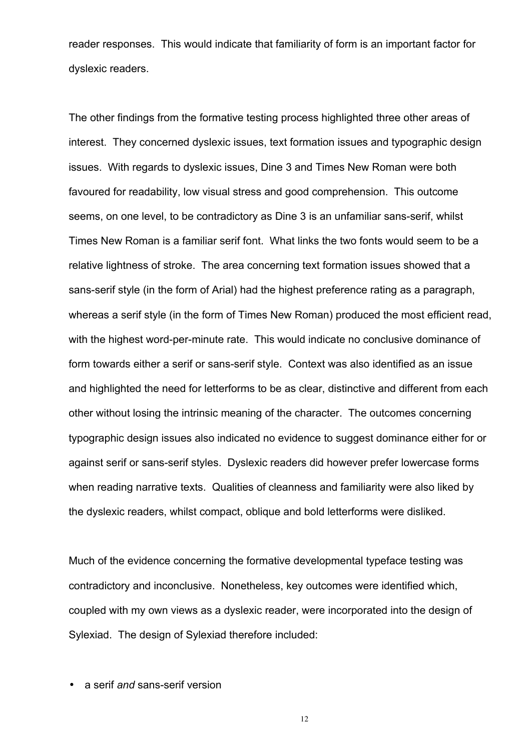reader responses. This would indicate that familiarity of form is an important factor for dyslexic readers.

The other findings from the formative testing process highlighted three other areas of interest. They concerned dyslexic issues, text formation issues and typographic design issues. With regards to dyslexic issues, Dine 3 and Times New Roman were both favoured for readability, low visual stress and good comprehension. This outcome seems, on one level, to be contradictory as Dine 3 is an unfamiliar sans-serif, whilst Times New Roman is a familiar serif font. What links the two fonts would seem to be a relative lightness of stroke. The area concerning text formation issues showed that a sans-serif style (in the form of Arial) had the highest preference rating as a paragraph, whereas a serif style (in the form of Times New Roman) produced the most efficient read, with the highest word-per-minute rate. This would indicate no conclusive dominance of form towards either a serif or sans-serif style. Context was also identified as an issue and highlighted the need for letterforms to be as clear, distinctive and different from each other without losing the intrinsic meaning of the character. The outcomes concerning typographic design issues also indicated no evidence to suggest dominance either for or against serif or sans-serif styles. Dyslexic readers did however prefer lowercase forms when reading narrative texts. Qualities of cleanness and familiarity were also liked by the dyslexic readers, whilst compact, oblique and bold letterforms were disliked.

Much of the evidence concerning the formative developmental typeface testing was contradictory and inconclusive. Nonetheless, key outcomes were identified which, coupled with my own views as a dyslexic reader, were incorporated into the design of Sylexiad. The design of Sylexiad therefore included:

- a serif *and* sans-serif version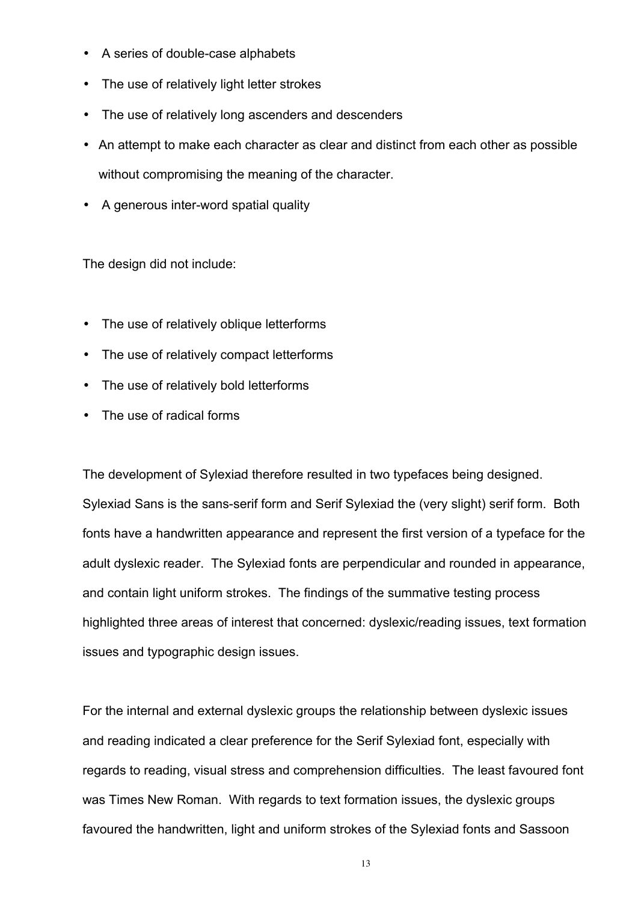- A series of double-case alphabets
- The use of relatively light letter strokes
- The use of relatively long ascenders and descenders
- An attempt to make each character as clear and distinct from each other as possible without compromising the meaning of the character.
- A generous inter-word spatial quality

The design did not include:

- The use of relatively oblique letterforms
- The use of relatively compact letterforms
- The use of relatively bold letterforms
- The use of radical forms

The development of Sylexiad therefore resulted in two typefaces being designed. Sylexiad Sans is the sans-serif form and Serif Sylexiad the (very slight) serif form. Both fonts have a handwritten appearance and represent the first version of a typeface for the adult dyslexic reader. The Sylexiad fonts are perpendicular and rounded in appearance, and contain light uniform strokes. The findings of the summative testing process highlighted three areas of interest that concerned: dyslexic/reading issues, text formation issues and typographic design issues.

For the internal and external dyslexic groups the relationship between dyslexic issues and reading indicated a clear preference for the Serif Sylexiad font, especially with regards to reading, visual stress and comprehension difficulties. The least favoured font was Times New Roman. With regards to text formation issues, the dyslexic groups favoured the handwritten, light and uniform strokes of the Sylexiad fonts and Sassoon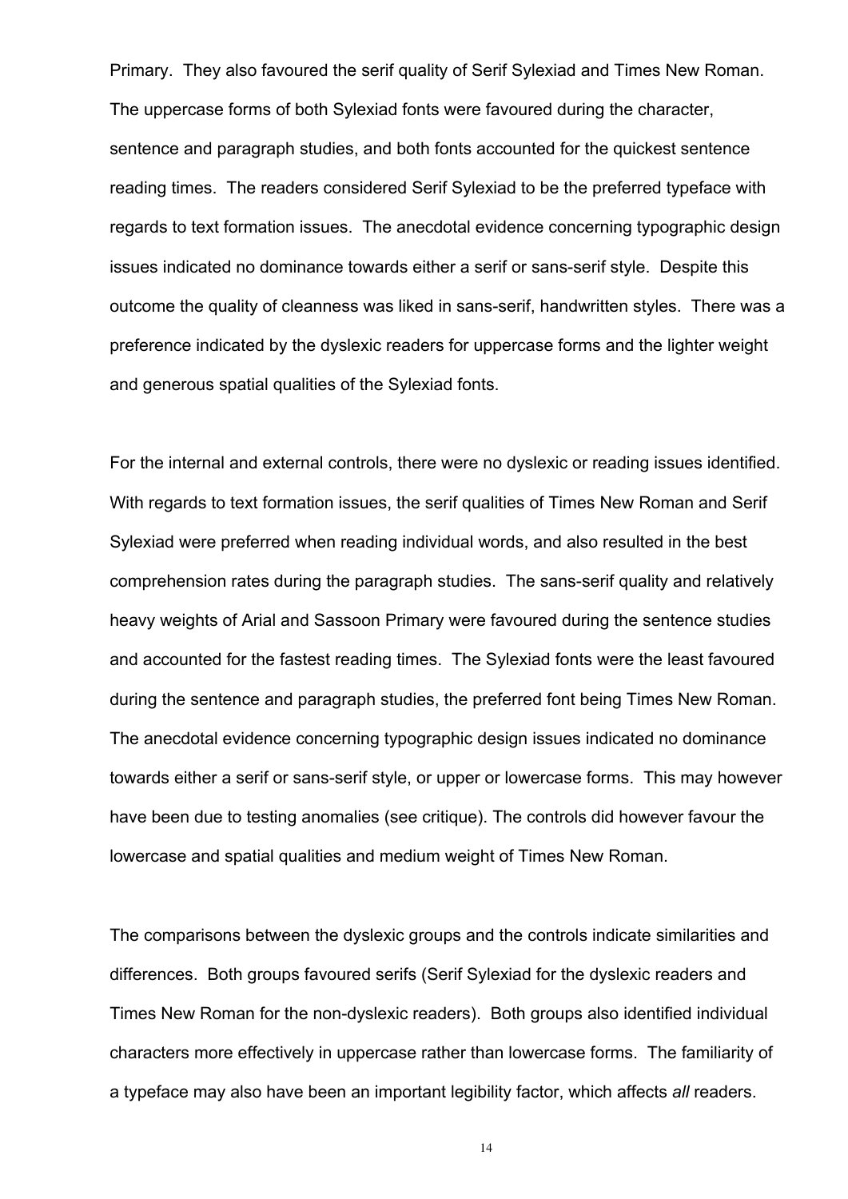Primary. They also favoured the serif quality of Serif Sylexiad and Times New Roman. The uppercase forms of both Sylexiad fonts were favoured during the character, sentence and paragraph studies, and both fonts accounted for the quickest sentence reading times. The readers considered Serif Sylexiad to be the preferred typeface with regards to text formation issues. The anecdotal evidence concerning typographic design issues indicated no dominance towards either a serif or sans-serif style. Despite this outcome the quality of cleanness was liked in sans-serif, handwritten styles. There was a preference indicated by the dyslexic readers for uppercase forms and the lighter weight and generous spatial qualities of the Sylexiad fonts.

For the internal and external controls, there were no dyslexic or reading issues identified. With regards to text formation issues, the serif qualities of Times New Roman and Serif Sylexiad were preferred when reading individual words, and also resulted in the best comprehension rates during the paragraph studies. The sans-serif quality and relatively heavy weights of Arial and Sassoon Primary were favoured during the sentence studies and accounted for the fastest reading times. The Sylexiad fonts were the least favoured during the sentence and paragraph studies, the preferred font being Times New Roman. The anecdotal evidence concerning typographic design issues indicated no dominance towards either a serif or sans-serif style, or upper or lowercase forms. This may however have been due to testing anomalies (see critique). The controls did however favour the lowercase and spatial qualities and medium weight of Times New Roman.

The comparisons between the dyslexic groups and the controls indicate similarities and differences. Both groups favoured serifs (Serif Sylexiad for the dyslexic readers and Times New Roman for the non-dyslexic readers). Both groups also identified individual characters more effectively in uppercase rather than lowercase forms. The familiarity of a typeface may also have been an important legibility factor, which affects *all* readers.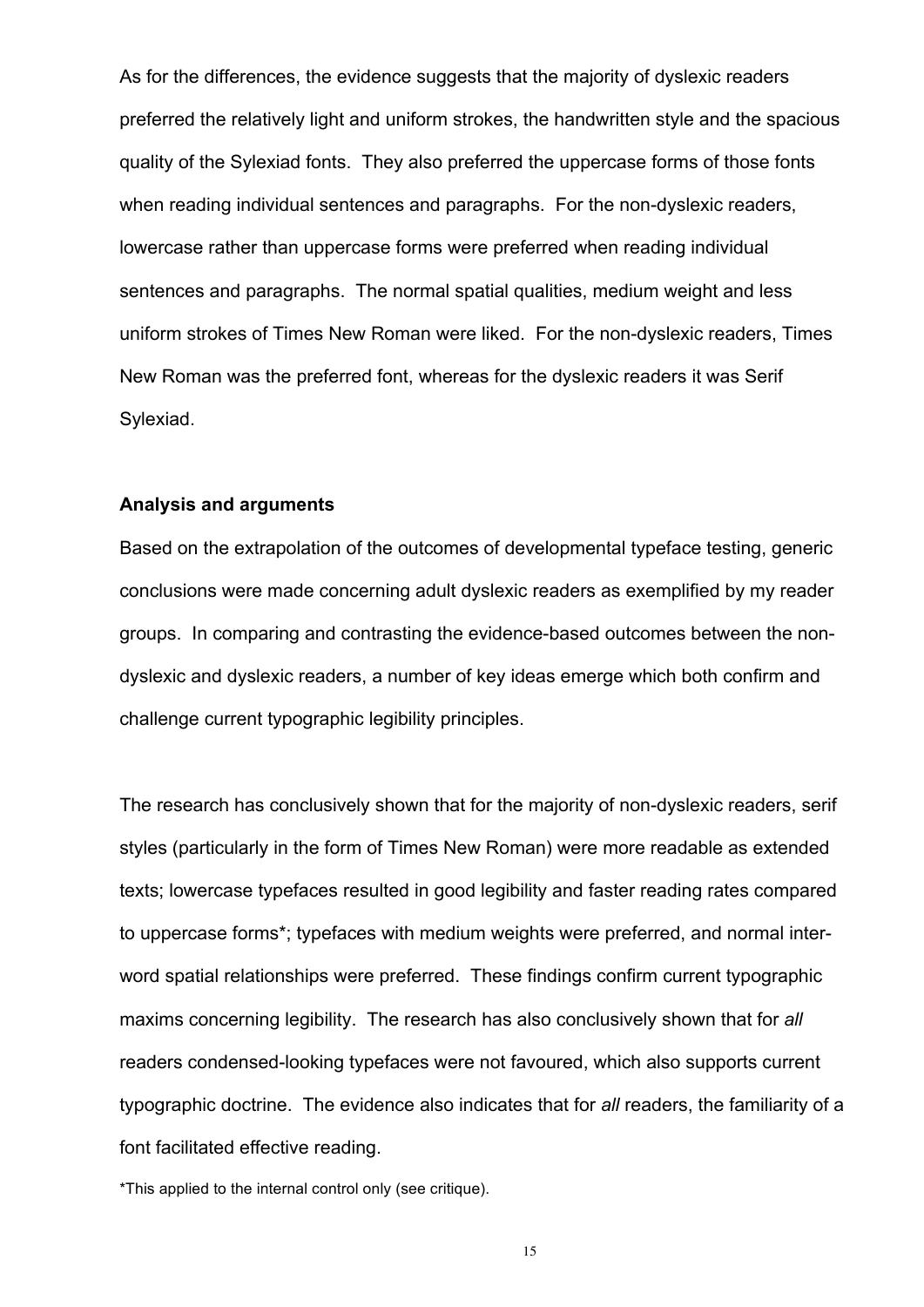As for the differences, the evidence suggests that the majority of dyslexic readers preferred the relatively light and uniform strokes, the handwritten style and the spacious quality of the Sylexiad fonts. They also preferred the uppercase forms of those fonts when reading individual sentences and paragraphs. For the non-dyslexic readers, lowercase rather than uppercase forms were preferred when reading individual sentences and paragraphs. The normal spatial qualities, medium weight and less uniform strokes of Times New Roman were liked. For the non-dyslexic readers, Times New Roman was the preferred font, whereas for the dyslexic readers it was Serif Sylexiad.

**Analysis and arguments**

Based on the extrapolation of the outcomes of developmental typeface testing, generic conclusions were made concerning adult dyslexic readers as exemplified by my reader groups. In comparing and contrasting the evidence-based outcomes between the non-dyslexic and dyslexic readers, a number of key ideas emerge which both confirm and challenge current typographic legibility principles.

The research has conclusively shown that for the majority of non-dyslexic readers, serif styles (particularly in the form of Times New Roman) were more readable as extended texts; lowercase typefaces resulted in good legibility and faster reading rates compared to uppercase forms*; typefaces with medium weights were preferred, and normal inter-word spatial relationships were preferred. These findings confirm current typographic maxims concerning legibility. The research has also conclusively shown that for *all* readers condensed-looking typefaces were not favoured, which also supports current typographic doctrine. The evidence also indicates that for *all* readers, the familiarity of a font facilitated effective reading.

*This applied to the internal control only (see critique).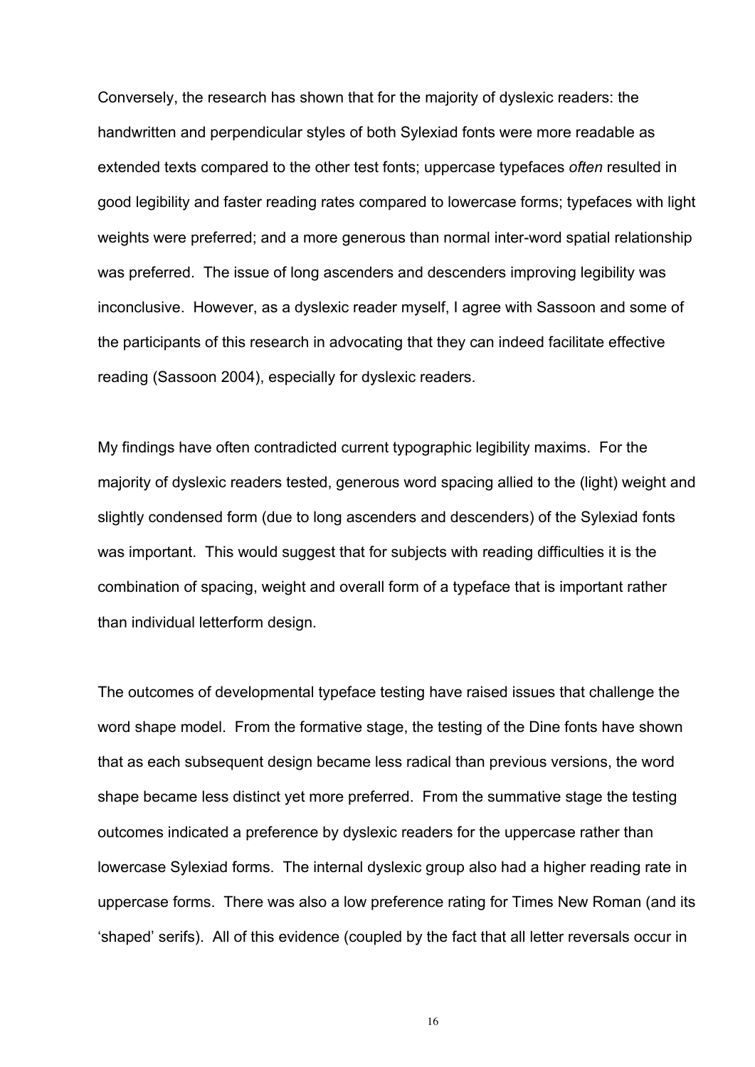Conversely, the research has shown that for the majority of dyslexic readers: the handwritten and perpendicular styles of both Sylexiad fonts were more readable as extended texts compared to the other test fonts; uppercase typefaces *often* resulted in good legibility and faster reading rates compared to lowercase forms; typefaces with light weights were preferred; and a more generous than normal inter-word spatial relationship was preferred. The issue of long ascenders and descenders improving legibility was inconclusive. However, as a dyslexic reader myself, I agree with Sassoon and some of the participants of this research in advocating that they can indeed facilitate effective reading (Sassoon 2004), especially for dyslexic readers.

My findings have often contradicted current typographic legibility maxims. For the majority of dyslexic readers tested, generous word spacing allied to the (light) weight and slightly condensed form (due to long ascenders and descenders) of the Sylexiad fonts was important. This would suggest that for subjects with reading difficulties it is the combination of spacing, weight and overall form of a typeface that is important rather than individual letterform design.

The outcomes of developmental typeface testing have raised issues that challenge the word shape model. From the formative stage, the testing of the Dine fonts have shown that as each subsequent design became less radical than previous versions, the word shape became less distinct yet more preferred. From the summative stage the testing outcomes indicated a preference by dyslexic readers for the uppercase rather than lowercase Sylexiad forms. The internal dyslexic group also had a higher reading rate in uppercase forms. There was also a low preference rating for Times New Roman (and its 'shaped' serifs). All of this evidence (coupled by the fact that all letter reversals occur in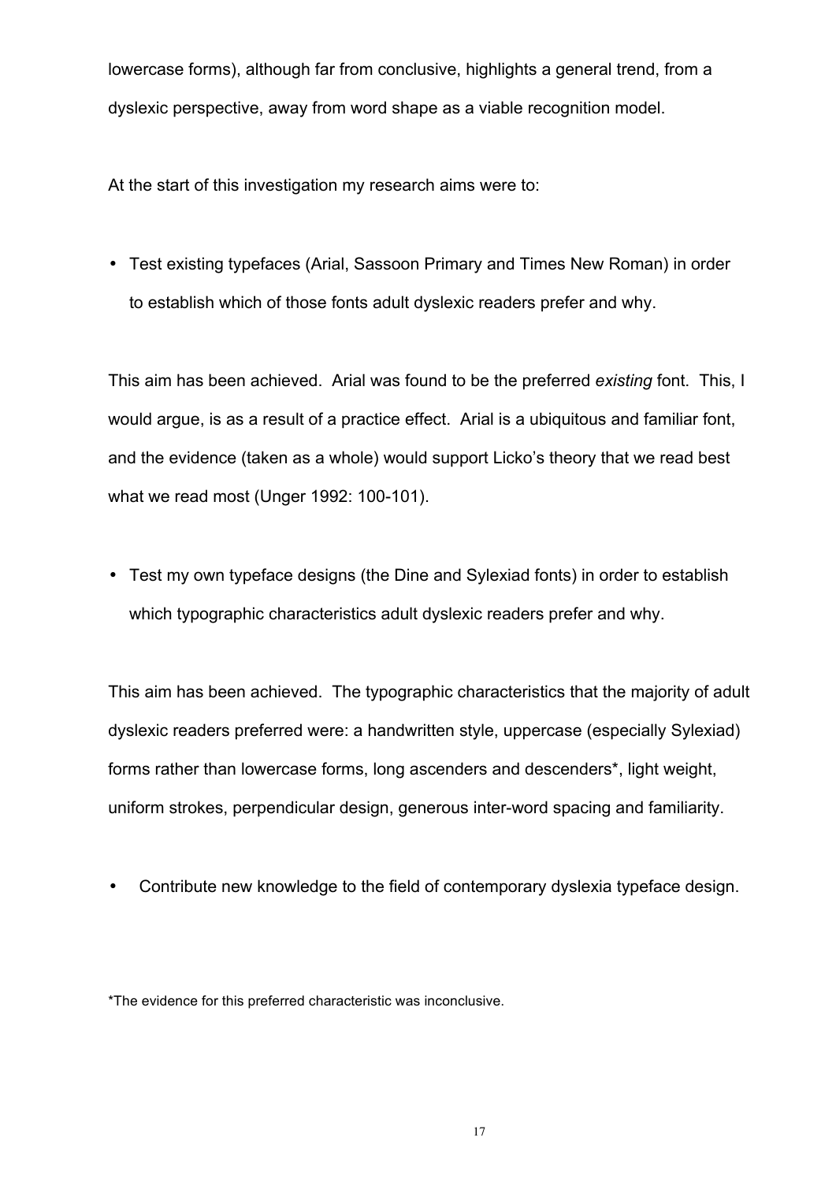lowercase forms), although far from conclusive, highlights a general trend, from a dyslexic perspective, away from word shape as a viable recognition model.

At the start of this investigation my research aims were to:

- Test existing typefaces (Arial, Sassoon Primary and Times New Roman) in order to establish which of those fonts adult dyslexic readers prefer and why.

This aim has been achieved. Arial was found to be the preferred *existing* font. This, I would argue, is as a result of a practice effect. Arial is a ubiquitous and familiar font, and the evidence (taken as a whole) would support Licko's theory that we read best what we read most (Unger 1992: 100-101).

- Test my own typeface designs (the Dine and Sylexiad fonts) in order to establish which typographic characteristics adult dyslexic readers prefer and why.

This aim has been achieved. The typographic characteristics that the majority of adult dyslexic readers preferred were: a handwritten style, uppercase (especially Sylexiad) forms rather than lowercase forms, long ascenders and descenders*, light weight, uniform strokes, perpendicular design, generous inter-word spacing and familiarity.

- Contribute new knowledge to the field of contemporary dyslexia typeface design.

*The evidence for this preferred characteristic was inconclusive.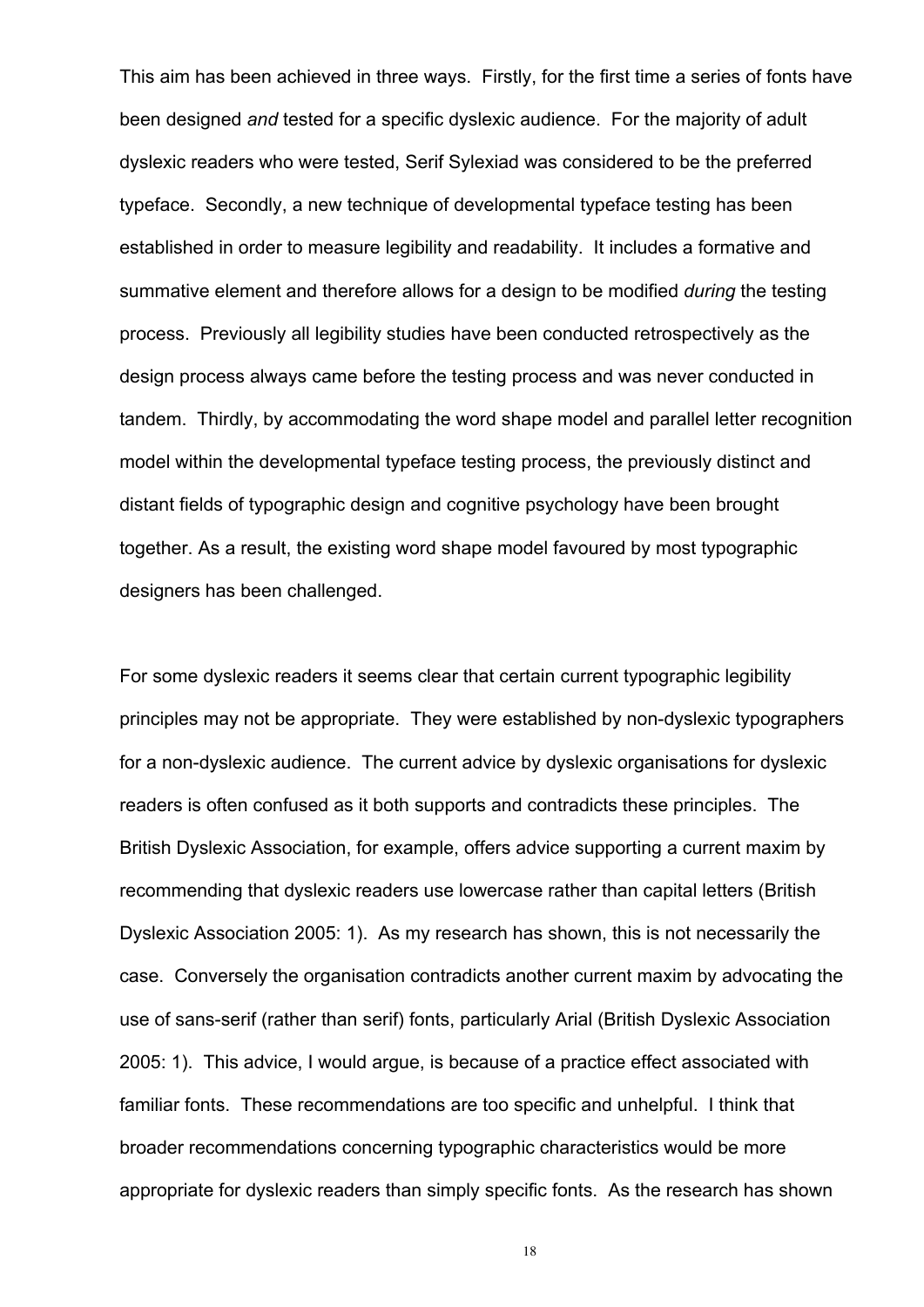This aim has been achieved in three ways. Firstly, for the first time a series of fonts have been designed *and* tested for a specific dyslexic audience. For the majority of adult dyslexic readers who were tested, Serif Sylexiad was considered to be the preferred typeface. Secondly, a new technique of developmental typeface testing has been established in order to measure legibility and readability. It includes a formative and summative element and therefore allows for a design to be modified *during* the testing process. Previously all legibility studies have been conducted retrospectively as the design process always came before the testing process and was never conducted in tandem. Thirdly, by accommodating the word shape model and parallel letter recognition model within the developmental typeface testing process, the previously distinct and distant fields of typographic design and cognitive psychology have been brought together. As a result, the existing word shape model favoured by most typographic designers has been challenged.

For some dyslexic readers it seems clear that certain current typographic legibility principles may not be appropriate. They were established by non-dyslexic typographers for a non-dyslexic audience. The current advice by dyslexic organisations for dyslexic readers is often confused as it both supports and contradicts these principles. The British Dyslexic Association, for example, offers advice supporting a current maxim by recommending that dyslexic readers use lowercase rather than capital letters (British Dyslexic Association 2005: 1). As my research has shown, this is not necessarily the case. Conversely the organisation contradicts another current maxim by advocating the use of sans-serif (rather than serif) fonts, particularly Arial (British Dyslexic Association 2005: 1). This advice, I would argue, is because of a practice effect associated with familiar fonts. These recommendations are too specific and unhelpful. I think that broader recommendations concerning typographic characteristics would be more appropriate for dyslexic readers than simply specific fonts. As the research has shown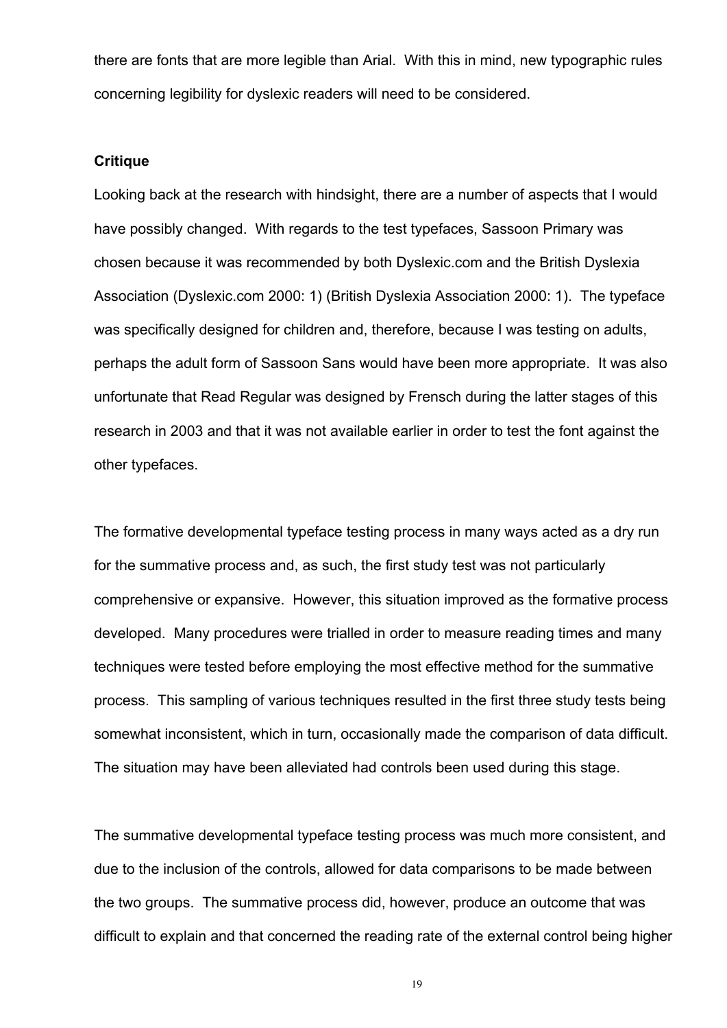there are fonts that are more legible than Arial. With this in mind, new typographic rules concerning legibility for dyslexic readers will need to be considered.

**Critique**

Looking back at the research with hindsight, there are a number of aspects that I would have possibly changed. With regards to the test typefaces, Sassoon Primary was chosen because it was recommended by both Dyslexic.com and the British Dyslexia Association (Dyslexic.com 2000: 1) (British Dyslexia Association 2000: 1). The typeface was specifically designed for children and, therefore, because I was testing on adults, perhaps the adult form of Sassoon Sans would have been more appropriate. It was also unfortunate that Read Regular was designed by Frensch during the latter stages of this research in 2003 and that it was not available earlier in order to test the font against the other typefaces.

The formative developmental typeface testing process in many ways acted as a dry run for the summative process and, as such, the first study test was not particularly comprehensive or expansive. However, this situation improved as the formative process developed. Many procedures were trialled in order to measure reading times and many techniques were tested before employing the most effective method for the summative process. This sampling of various techniques resulted in the first three study tests being somewhat inconsistent, which in turn, occasionally made the comparison of data difficult. The situation may have been alleviated had controls been used during this stage.

The summative developmental typeface testing process was much more consistent, and due to the inclusion of the controls, allowed for data comparisons to be made between the two groups. The summative process did, however, produce an outcome that was difficult to explain and that concerned the reading rate of the external control being higher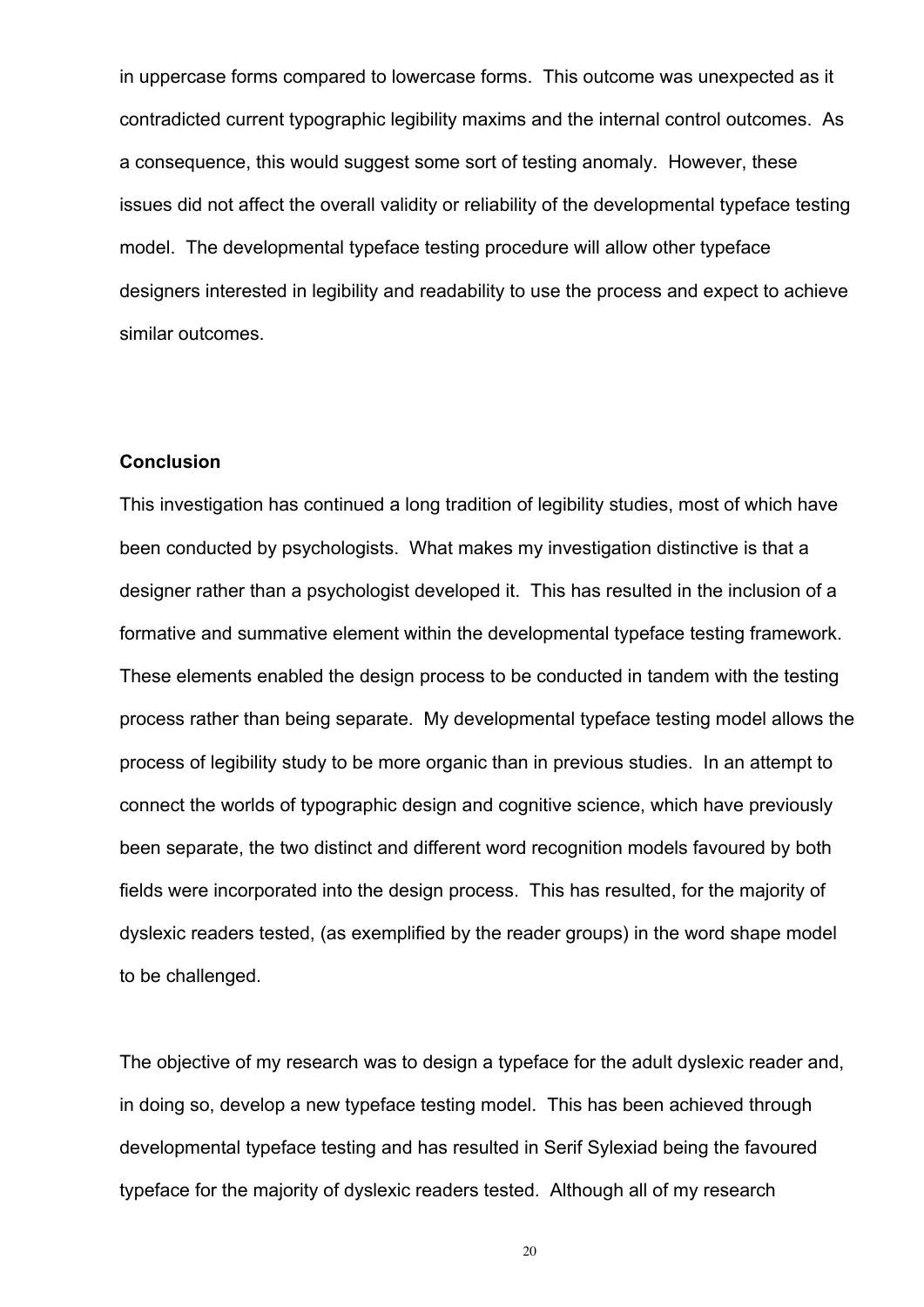in uppercase forms compared to lowercase forms. This outcome was unexpected as it contradicted current typographic legibility maxims and the internal control outcomes. As a consequence, this would suggest some sort of testing anomaly. However, these issues did not affect the overall validity or reliability of the developmental typeface testing model. The developmental typeface testing procedure will allow other typeface designers interested in legibility and readability to use the process and expect to achieve similar outcomes.

**Conclusion**

This investigation has continued a long tradition of legibility studies, most of which have been conducted by psychologists. What makes my investigation distinctive is that a designer rather than a psychologist developed it. This has resulted in the inclusion of a formative and summative element within the developmental typeface testing framework. These elements enabled the design process to be conducted in tandem with the testing process rather than being separate. My developmental typeface testing model allows the process of legibility study to be more organic than in previous studies. In an attempt to connect the worlds of typographic design and cognitive science, which have previously been separate, the two distinct and different word recognition models favoured by both fields were incorporated into the design process. This has resulted, for the majority of dyslexic readers tested, (as exemplified by the reader groups) in the word shape model to be challenged.

The objective of my research was to design a typeface for the adult dyslexic reader and, in doing so, develop a new typeface testing model. This has been achieved through developmental typeface testing and has resulted in Serif Sylexiad being the favoured typeface for the majority of dyslexic readers tested. Although all of my research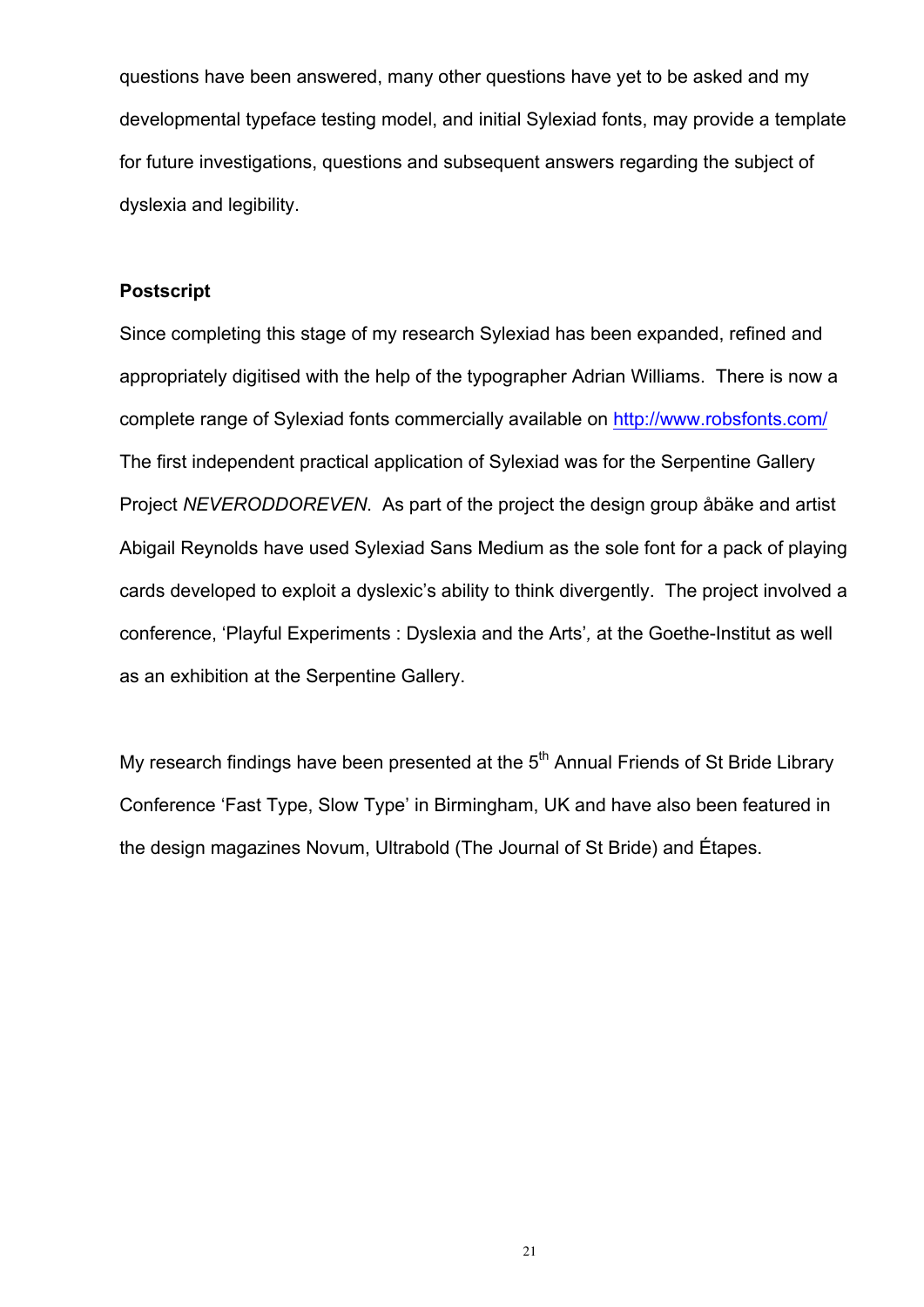questions have been answered, many other questions have yet to be asked and my developmental typeface testing model, and initial Sylexiad fonts, may provide a template for future investigations, questions and subsequent answers regarding the subject of dyslexia and legibility.

**Postscript**

Since completing this stage of my research Sylexiad has been expanded, refined and appropriately digitised with the help of the typographer Adrian Williams. There is now a complete range of Sylexiad fonts commercially available on http://www.robsfonts.com/ The first independent practical application of Sylexiad was for the Serpentine Gallery Project *NEVERODDOREVEN*. As part of the project the design group åbäke and artist Abigail Reynolds have used Sylexiad Sans Medium as the sole font for a pack of playing cards developed to exploit a dyslexic's ability to think divergently. The project involved a conference, 'Playful Experiments : Dyslexia and the Arts', at the Goethe-Institut as well as an exhibition at the Serpentine Gallery.

My research findings have been presented at the 5th Annual Friends of St Bride Library Conference 'Fast Type, Slow Type' in Birmingham, UK and have also been featured in the design magazines Novum, Ultrabold (The Journal of St Bride) and Étapes.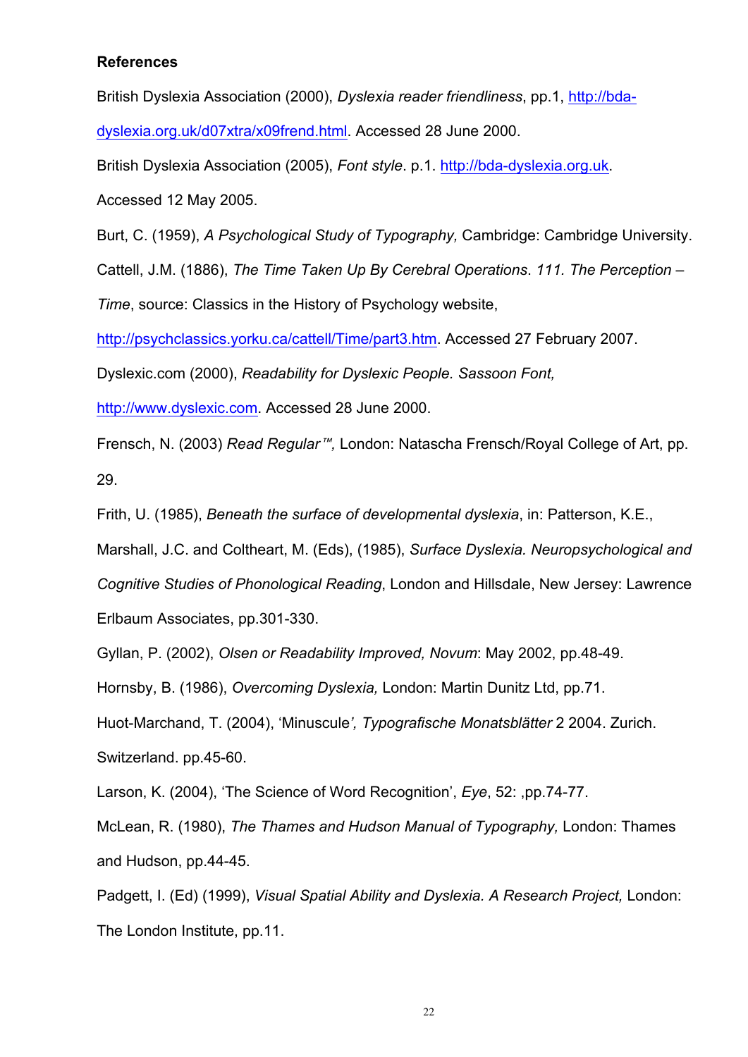**References**

British Dyslexia Association (2000), *Dyslexia reader friendliness*, pp.1, http://bda-dyslexia.org.uk/d07xtra/x09frend.html. Accessed 28 June 2000.

British Dyslexia Association (2005), *Font style*. p.1. http://bda-dyslexia.org.uk. Accessed 12 May 2005.

Burt, C. (1959), *A Psychological Study of Typography,* Cambridge: Cambridge University.

Cattell, J.M. (1886), *The Time Taken Up By Cerebral Operations. 111. The Perception – Time*, source: Classics in the History of Psychology website, http://psychclassics.yorku.ca/cattell/Time/part3.htm. Accessed 27 February 2007.

Dyslexic.com (2000), *Readability for Dyslexic People. Sassoon Font,* http://www.dyslexic.com. Accessed 28 June 2000.

Frensch, N. (2003) *Read Regular™,* London: Natascha Frensch/Royal College of Art, pp. 29.

Frith, U. (1985), *Beneath the surface of developmental dyslexia*, in: Patterson, K.E., Marshall, J.C. and Coltheart, M. (Eds), (1985), *Surface Dyslexia. Neuropsychological and Cognitive Studies of Phonological Reading*, London and Hillsdale, New Jersey: Lawrence Erlbaum Associates, pp.301-330.

Gyllan, P. (2002), *Olsen or Readability Improved, Novum*: May 2002, pp.48-49.

Hornsby, B. (1986), *Overcoming Dyslexia,* London: Martin Dunitz Ltd, pp.71.

Huot-Marchand, T. (2004), 'Minuscule*', Typografische Monatsblätter* 2 2004. Zurich. Switzerland. pp.45-60.

Larson, K. (2004), 'The Science of Word Recognition', *Eye*, 52: ,pp.74-77.

McLean, R. (1980), *The Thames and Hudson Manual of Typography,* London: Thames and Hudson, pp.44-45.

Padgett, I. (Ed) (1999), *Visual Spatial Ability and Dyslexia. A Research Project,* London: The London Institute, pp.11.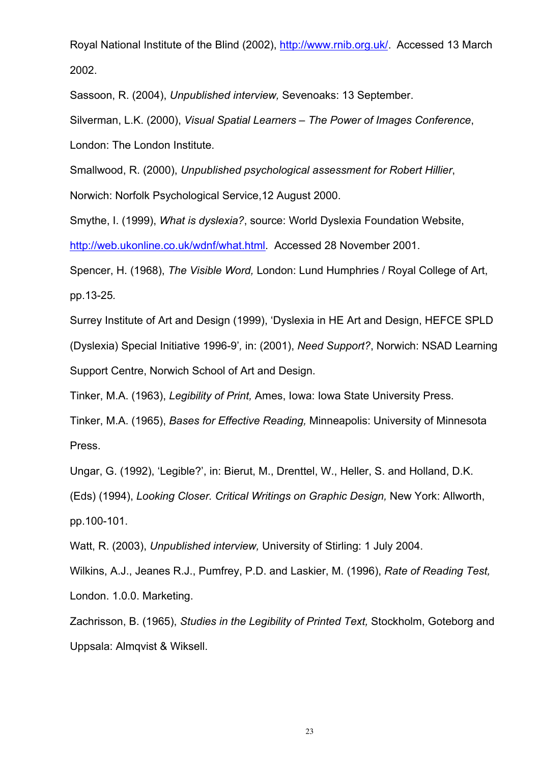Royal National Institute of the Blind (2002), http://www.rnib.org.uk/. Accessed 13 March 2002.

Sassoon, R. (2004), *Unpublished interview,* Sevenoaks: 13 September.

Silverman, L.K. (2000), *Visual Spatial Learners – The Power of Images Conference*, London: The London Institute.

Smallwood, R. (2000), *Unpublished psychological assessment for Robert Hillier*, Norwich: Norfolk Psychological Service,12 August 2000.

Smythe, I. (1999), *What is dyslexia?*, source: World Dyslexia Foundation Website, http://web.ukonline.co.uk/wdnf/what.html. Accessed 28 November 2001.

Spencer, H. (1968), *The Visible Word,* London: Lund Humphries / Royal College of Art, pp.13-25.

Surrey Institute of Art and Design (1999), 'Dyslexia in HE Art and Design, HEFCE SPLD (Dyslexia) Special Initiative 1996-9', in: (2001), *Need Support?*, Norwich: NSAD Learning Support Centre, Norwich School of Art and Design.

Tinker, M.A. (1963), *Legibility of Print,* Ames, Iowa: Iowa State University Press.

Tinker, M.A. (1965), *Bases for Effective Reading,* Minneapolis: University of Minnesota Press.

Ungar, G. (1992), 'Legible?', in: Bierut, M., Drenttel, W., Heller, S. and Holland, D.K. (Eds) (1994), *Looking Closer. Critical Writings on Graphic Design,* New York: Allworth, pp.100-101.

Watt, R. (2003), *Unpublished interview,* University of Stirling: 1 July 2004.

Wilkins, A.J., Jeanes R.J., Pumfrey, P.D. and Laskier, M. (1996), *Rate of Reading Test,* London. 1.0.0. Marketing.

Zachrisson, B. (1965), *Studies in the Legibility of Printed Text,* Stockholm, Goteborg and Uppsala: Almqvist & Wiksell.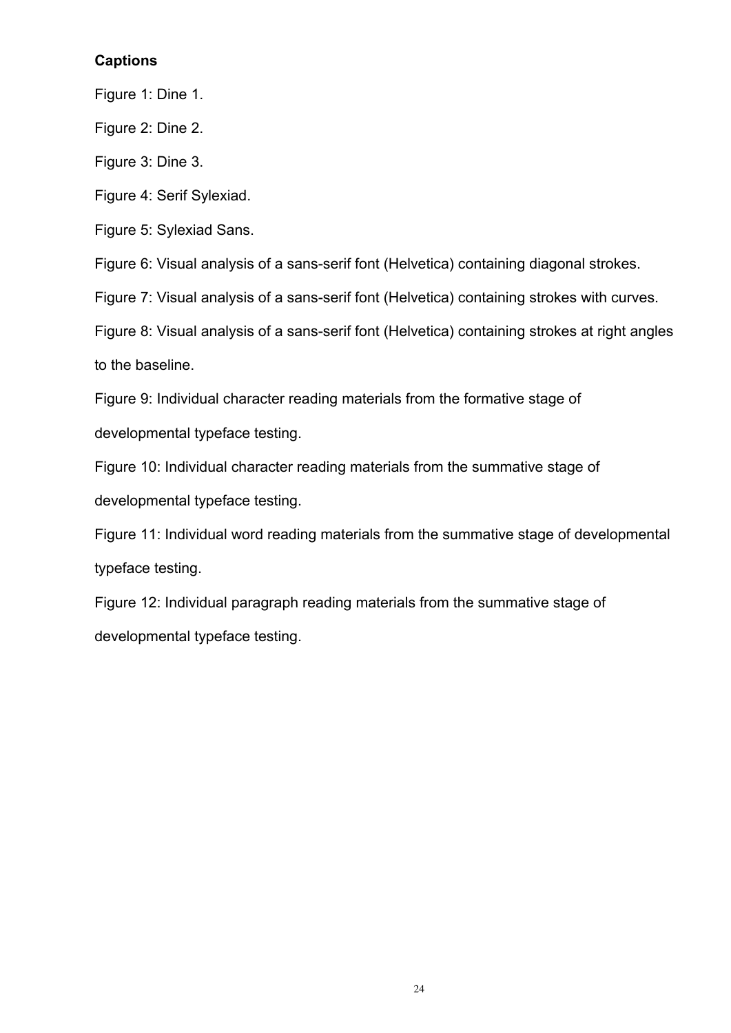**Captions**

Figure 1: Dine 1.

Figure 2: Dine 2.

Figure 3: Dine 3.

Figure 4: Serif Sylexiad.

Figure 5: Sylexiad Sans.

Figure 6: Visual analysis of a sans-serif font (Helvetica) containing diagonal strokes.

Figure 7: Visual analysis of a sans-serif font (Helvetica) containing strokes with curves.

Figure 8: Visual analysis of a sans-serif font (Helvetica) containing strokes at right angles to the baseline.

Figure 9: Individual character reading materials from the formative stage of developmental typeface testing.

Figure 10: Individual character reading materials from the summative stage of developmental typeface testing.

Figure 11: Individual word reading materials from the summative stage of developmental typeface testing.

Figure 12: Individual paragraph reading materials from the summative stage of developmental typeface testing.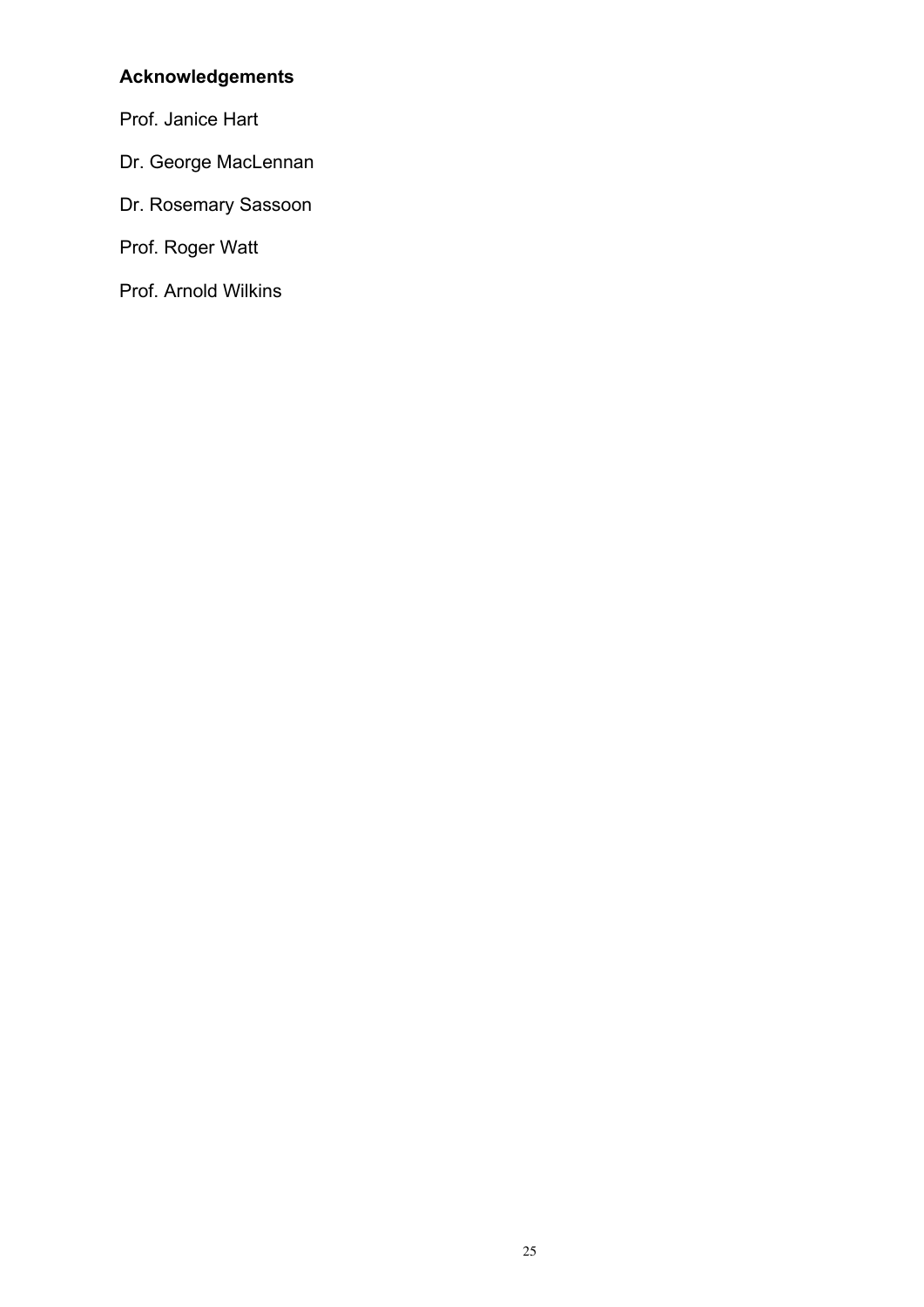## Acknowledgements

Prof. Janice Hart

Dr. George MacLennan

Dr. Rosemary Sassoon

Prof. Roger Watt

Prof. Arnold Wilkins